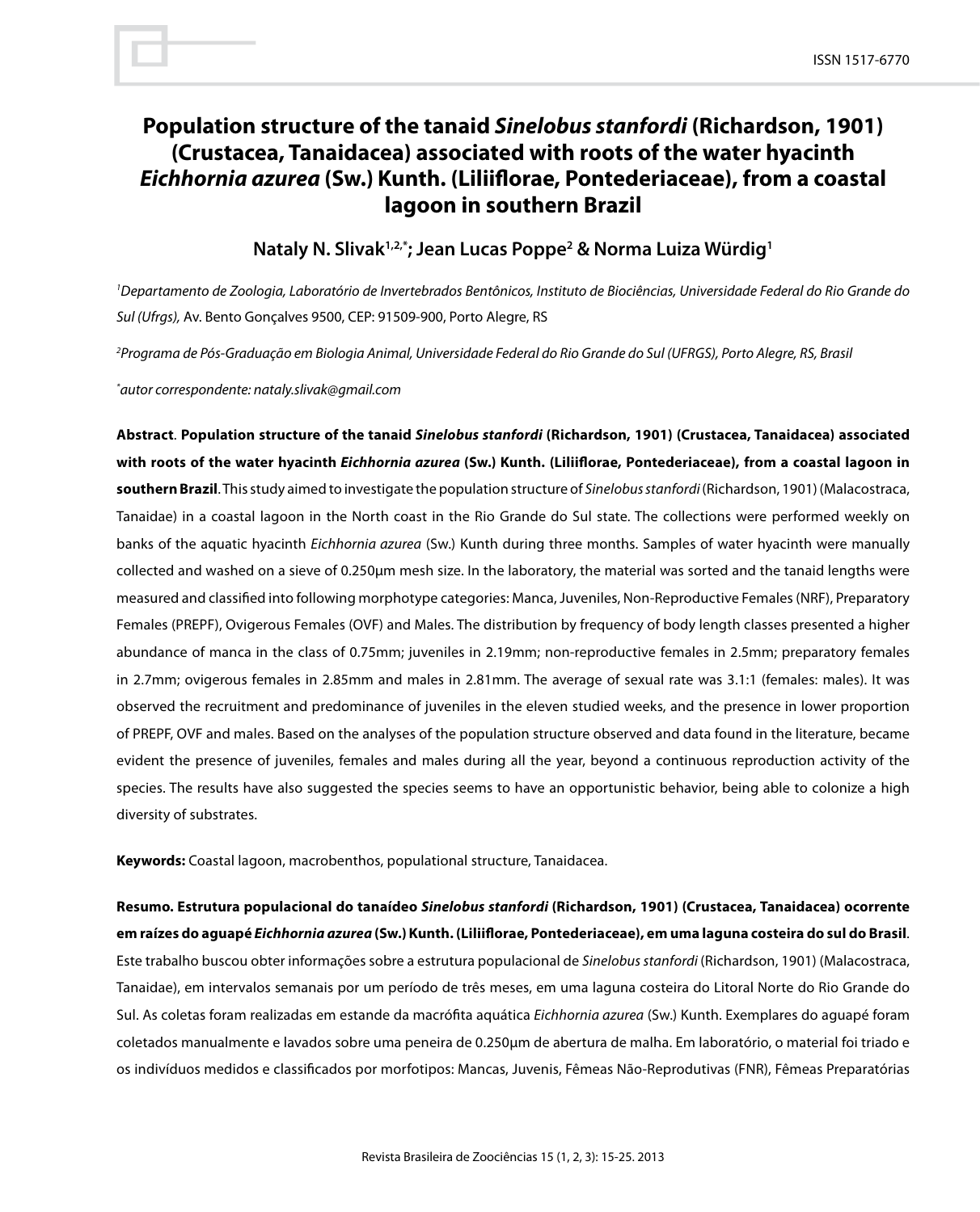# Population structure of the tanaid *Sinelobus stanfordi* (Richardson, 1901) (Crustacea, Tanaidacea) associated with roots of the water hyacinth *Eichhornia azurea* (Sw.) Kunth. (Liliiflorae, Pontederiaceae), from a coastal lagoon in southern Brazil

**Nataly N. Slivak[1,2,*]; Jean Lucas Poppe[2] & Norma Luiza Würdig[1]**

[1]*Departamento de Zoologia, Laboratório de Invertebrados Bentônicos, Instituto de Biociências, Universidade Federal do Rio Grande do Sul (Ufrgs),* Av. Bento Gonçalves 9500, CEP: 91509-900, Porto Alegre, RS

[2]*Programa de Pós-Graduação em Biologia Animal, Universidade Federal do Rio Grande do Sul (UFRGS), Porto Alegre, RS, Brasil*

[*]*autor correspondente: nataly.slivak@gmail.com*

**Abstract**. **Population structure of the tanaid *Sinelobus stanfordi* (Richardson, 1901) (Crustacea, Tanaidacea) associated with roots of the water hyacinth *Eichhornia azurea* (Sw.) Kunth. (Liliiflorae, Pontederiaceae), from a coastal lagoon in southern Brazil**. This study aimed to investigate the population structure of *Sinelobus stanfordi* (Richardson, 1901) (Malacostraca, Tanaidae) in a coastal lagoon in the North coast in the Rio Grande do Sul state. The collections were performed weekly on banks of the aquatic hyacinth *Eichhornia azurea* (Sw.) Kunth during three months. Samples of water hyacinth were manually collected and washed on a sieve of 0.250µm mesh size. In the laboratory, the material was sorted and the tanaid lengths were measured and classified into following morphotype categories: Manca, Juveniles, Non-Reproductive Females (NRF), Preparatory Females (PREPF), Ovigerous Females (OVF) and Males. The distribution by frequency of body length classes presented a higher abundance of manca in the class of 0.75mm; juveniles in 2.19mm; non-reproductive females in 2.5mm; preparatory females in 2.7mm; ovigerous females in 2.85mm and males in 2.81mm. The average of sexual rate was 3.1:1 (females: males). It was observed the recruitment and predominance of juveniles in the eleven studied weeks, and the presence in lower proportion of PREPF, OVF and males. Based on the analyses of the population structure observed and data found in the literature, became evident the presence of juveniles, females and males during all the year, beyond a continuous reproduction activity of the species. The results have also suggested the species seems to have an opportunistic behavior, being able to colonize a high diversity of substrates.

**Keywords:** Coastal lagoon, macrobenthos, populational structure, Tanaidacea.

**Resumo. Estrutura populacional do tanaídeo *Sinelobus stanfordi* (Richardson, 1901) (Crustacea, Tanaidacea) ocorrente em raízes do aguapé *Eichhornia azurea* (Sw.) Kunth. (Liliiflorae, Pontederiaceae), em uma laguna costeira do sul do Brasil**. Este trabalho buscou obter informações sobre a estrutura populacional de *Sinelobus stanfordi* (Richardson, 1901) (Malacostraca, Tanaidae), em intervalos semanais por um período de três meses, em uma laguna costeira do Litoral Norte do Rio Grande do Sul. As coletas foram realizadas em estande da macrófita aquática *Eichhornia azurea* (Sw.) Kunth. Exemplares do aguapé foram coletados manualmente e lavados sobre uma peneira de 0.250µm de abertura de malha. Em laboratório, o material foi triado e os indivíduos medidos e classificados por morfotipos: Mancas, Juvenis, Fêmeas Não-Reprodutivas (FNR), Fêmeas Preparatórias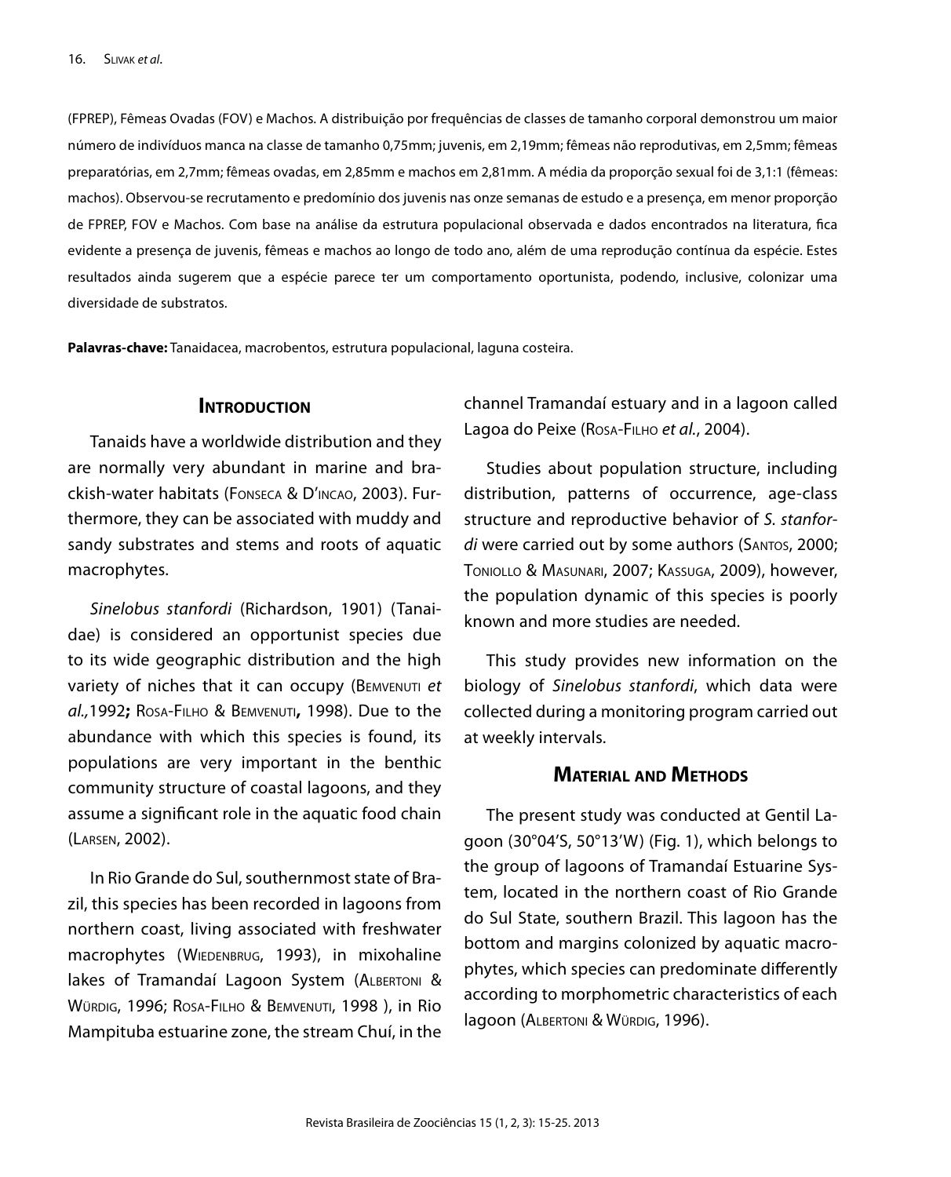(FPREP), Fêmeas Ovadas (FOV) e Machos. A distribuição por frequências de classes de tamanho corporal demonstrou um maior número de indivíduos manca na classe de tamanho 0,75mm; juvenis, em 2,19mm; fêmeas não reprodutivas, em 2,5mm; fêmeas preparatórias, em 2,7mm; fêmeas ovadas, em 2,85mm e machos em 2,81mm. A média da proporção sexual foi de 3,1:1 (fêmeas: machos). Observou-se recrutamento e predomínio dos juvenis nas onze semanas de estudo e a presença, em menor proporção de FPREP, FOV e Machos. Com base na análise da estrutura populacional observada e dados encontrados na literatura, fica evidente a presença de juvenis, fêmeas e machos ao longo de todo ano, além de uma reprodução contínua da espécie. Estes resultados ainda sugerem que a espécie parece ter um comportamento oportunista, podendo, inclusive, colonizar uma diversidade de substratos.

**Palavras-chave:** Tanaidacea, macrobentos, estrutura populacional, laguna costeira.

## Introduction

Tanaids have a worldwide distribution and they are normally very abundant in marine and brackish-water habitats (Fonseca & D'incao, 2003). Furthermore, they can be associated with muddy and sandy substrates and stems and roots of aquatic macrophytes.

*Sinelobus stanfordi* (Richardson, 1901) (Tanaidae) is considered an opportunist species due to its wide geographic distribution and the high variety of niches that it can occupy (Bemvenuti *et al.*,1992**;** Rosa-Filho & Bemvenuti**,** 1998). Due to the abundance with which this species is found, its populations are very important in the benthic community structure of coastal lagoons, and they assume a significant role in the aquatic food chain (Larsen, 2002).

In Rio Grande do Sul, southernmost state of Brazil, this species has been recorded in lagoons from northern coast, living associated with freshwater macrophytes (Wiedenbrug, 1993), in mixohaline lakes of Tramandaí Lagoon System (Albertoni & Würdig, 1996; Rosa-Filho & Bemvenuti, 1998 ), in Rio Mampituba estuarine zone, the stream Chuí, in the channel Tramandaí estuary and in a lagoon called Lagoa do Peixe (Rosa-Filho *et al.*, 2004).

Studies about population structure, including distribution, patterns of occurrence, age-class structure and reproductive behavior of *S. stanfordi* were carried out by some authors (Santos, 2000; Toniollo & Masunari, 2007; Kassuga, 2009), however, the population dynamic of this species is poorly known and more studies are needed.

This study provides new information on the biology of *Sinelobus stanfordi*, which data were collected during a monitoring program carried out at weekly intervals.

## Material and Methods

The present study was conducted at Gentil Lagoon (30°04'S, 50°13'W) (Fig. 1), which belongs to the group of lagoons of Tramandaí Estuarine System, located in the northern coast of Rio Grande do Sul State, southern Brazil. This lagoon has the bottom and margins colonized by aquatic macrophytes, which species can predominate differently according to morphometric characteristics of each lagoon (Albertoni & Würdig, 1996).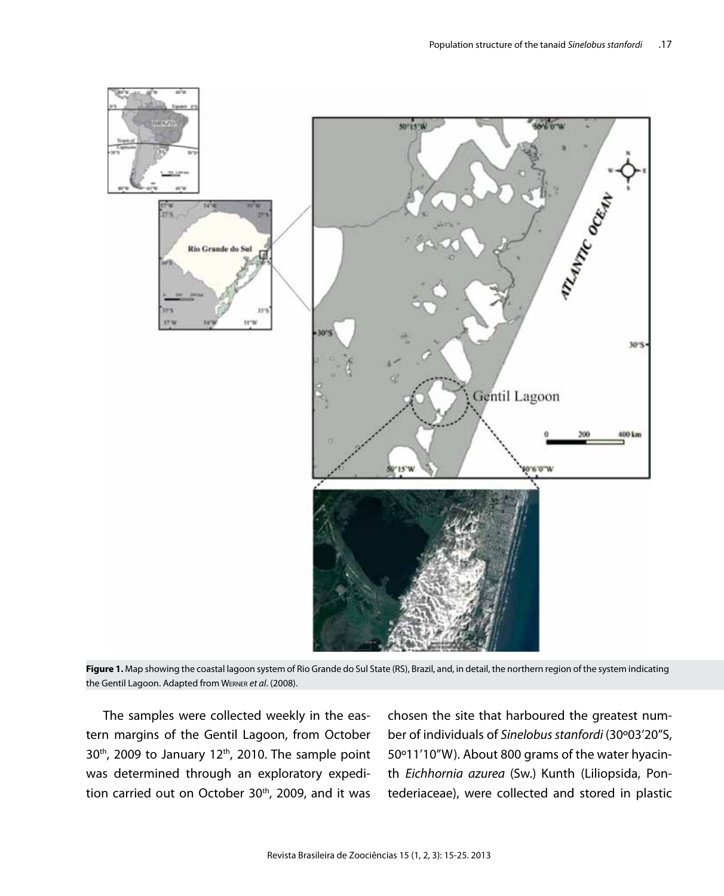Figure 1. Map showing the coastal lagoon system of Rio Grande do Sul State (RS), Brazil, and, in detail, the northern region of the system indicating the Gentil Lagoon. Adapted from Werner *et al*. (2008).

The samples were collected weekly in the eastern margins of the Gentil Lagoon, from October 30th, 2009 to January 12th, 2010. The sample point was determined through an exploratory expedition carried out on October 30th, 2009, and it was chosen the site that harboured the greatest number of individuals of *Sinelobus stanfordi* (30º03'20"S, 50º11'10"W). About 800 grams of the water hyacinth *Eichhornia azurea* (Sw.) Kunth (Liliopsida, Pontederiaceae), were collected and stored in plastic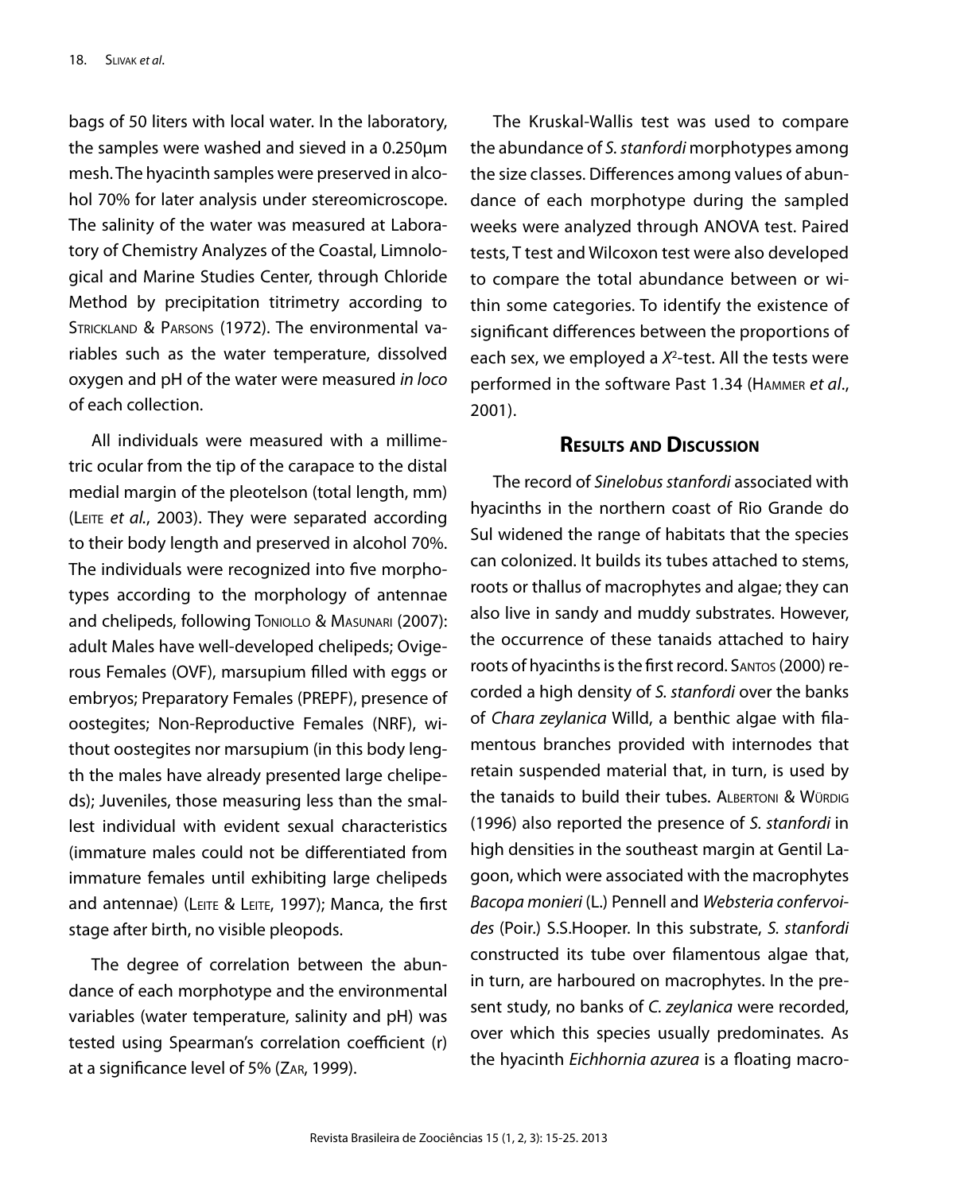bags of 50 liters with local water. In the laboratory, the samples were washed and sieved in a 0.250µm mesh. The hyacinth samples were preserved in alcohol 70% for later analysis under stereomicroscope. The salinity of the water was measured at Laboratory of Chemistry Analyzes of the Coastal, Limnological and Marine Studies Center, through Chloride Method by precipitation titrimetry according to Strickland & Parsons (1972). The environmental variables such as the water temperature, dissolved oxygen and pH of the water were measured *in loco* of each collection.

All individuals were measured with a millimetric ocular from the tip of the carapace to the distal medial margin of the pleotelson (total length, mm) (Leite *et al.*, 2003). They were separated according to their body length and preserved in alcohol 70%. The individuals were recognized into five morphotypes according to the morphology of antennae and chelipeds, following Toniollo & Masunari (2007): adult Males have well-developed chelipeds; Ovigerous Females (OVF), marsupium filled with eggs or embryos; Preparatory Females (PREPF), presence of oostegites; Non-Reproductive Females (NRF), without oostegites nor marsupium (in this body length the males have already presented large chelipeds); Juveniles, those measuring less than the smallest individual with evident sexual characteristics (immature males could not be differentiated from immature females until exhibiting large chelipeds and antennae) (Leite & Leite, 1997); Manca, the first stage after birth, no visible pleopods.

The degree of correlation between the abundance of each morphotype and the environmental variables (water temperature, salinity and pH) was tested using Spearman's correlation coefficient (r) at a significance level of 5% (Zar, 1999).

The Kruskal-Wallis test was used to compare the abundance of *S. stanfordi* morphotypes among the size classes. Differences among values of abundance of each morphotype during the sampled weeks were analyzed through ANOVA test. Paired tests, T test and Wilcoxon test were also developed to compare the total abundance between or within some categories. To identify the existence of significant differences between the proportions of each sex, we employed a $X^2$-test. All the tests were performed in the software Past 1.34 (Hammer *et al*., 2001).

## Results and Discussion

The record of *Sinelobus stanfordi* associated with hyacinths in the northern coast of Rio Grande do Sul widened the range of habitats that the species can colonized. It builds its tubes attached to stems, roots or thallus of macrophytes and algae; they can also live in sandy and muddy substrates. However, the occurrence of these tanaids attached to hairy roots of hyacinths is the first record. Santos (2000) recorded a high density of *S. stanfordi* over the banks of *Chara zeylanica* Willd, a benthic algae with filamentous branches provided with internodes that retain suspended material that, in turn, is used by the tanaids to build their tubes. Albertoni & Würdig (1996) also reported the presence of *S. stanfordi* in high densities in the southeast margin at Gentil Lagoon, which were associated with the macrophytes *Bacopa monieri* (L.) Pennell and *Websteria confervoides* (Poir.) S.S.Hooper. In this substrate, *S. stanfordi* constructed its tube over filamentous algae that, in turn, are harboured on macrophytes. In the present study, no banks of *C. zeylanica* were recorded, over which this species usually predominates. As the hyacinth *Eichhornia azurea* is a floating macro-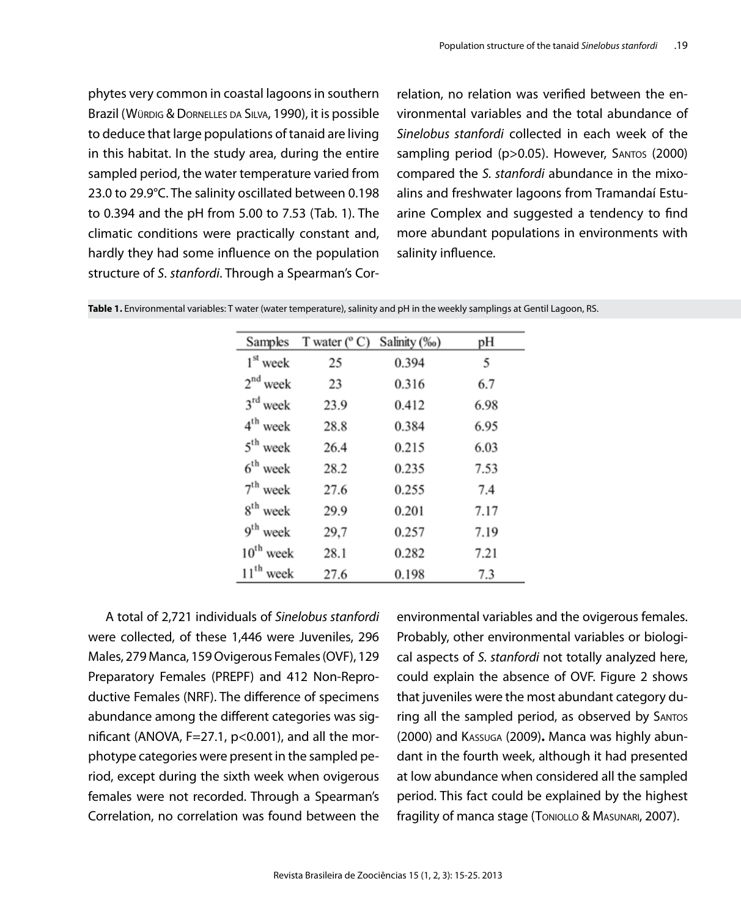phytes very common in coastal lagoons in southern Brazil (Würdig & Dornelles da Silva, 1990), it is possible to deduce that large populations of tanaid are living in this habitat. In the study area, during the entire sampled period, the water temperature varied from 23.0 to 29.9°C. The salinity oscillated between 0.198 to 0.394 and the pH from 5.00 to 7.53 (Tab. 1). The climatic conditions were practically constant and, hardly they had some influence on the population structure of *S. stanfordi*. Through a Spearman's Correlation, no relation was verified between the environmental variables and the total abundance of *Sinelobus stanfordi* collected in each week of the sampling period ($p>0.05$). However, Santos (2000) compared the *S. stanfordi* abundance in the mixoalins and freshwater lagoons from Tramandaí Estuarine Complex and suggested a tendency to find more abundant populations in environments with salinity influence.

**Table 1.** Environmental variables: T water (water temperature), salinity and pH in the weekly samplings at Gentil Lagoon, RS.

| Samples | T water (° C) | Salinity (‰) | pH |
|---|---|---|---|
| 1$^{st}$ week | 25 | 0.394 | 5 |
| 2$^{nd}$ week | 23 | 0.316 | 6.7 |
| 3$^{rd}$ week | 23.9 | 0.412 | 6.98 |
| 4$^{th}$ week | 28.8 | 0.384 | 6.95 |
| 5$^{th}$ week | 26.4 | 0.215 | 6.03 |
| 6$^{th}$ week | 28.2 | 0.235 | 7.53 |
| 7$^{th}$ week | 27.6 | 0.255 | 7.4 |
| 8$^{th}$ week | 29.9 | 0.201 | 7.17 |
| 9$^{th}$ week | 29,7 | 0.257 | 7.19 |
| 10$^{th}$ week | 28.1 | 0.282 | 7.21 |
| 11$^{th}$ week | 27.6 | 0.198 | 7.3 |

A total of 2,721 individuals of *Sinelobus stanfordi* were collected, of these 1,446 were Juveniles, 296 Males, 279 Manca, 159 Ovigerous Females (OVF), 129 Preparatory Females (PREPF) and 412 Non-Reproductive Females (NRF). The difference of specimens abundance among the different categories was significant (ANOVA, $F=27.1$, $p<0.001$), and all the morphotype categories were present in the sampled period, except during the sixth week when ovigerous females were not recorded. Through a Spearman's Correlation, no correlation was found between the environmental variables and the ovigerous females. Probably, other environmental variables or biological aspects of *S. stanfordi* not totally analyzed here, could explain the absence of OVF. Figure 2 shows that juveniles were the most abundant category during all the sampled period, as observed by Santos (2000) and Kassuga (2009)**.** Manca was highly abundant in the fourth week, although it had presented at low abundance when considered all the sampled period. This fact could be explained by the highest fragility of manca stage (Toniollo & Masunari, 2007).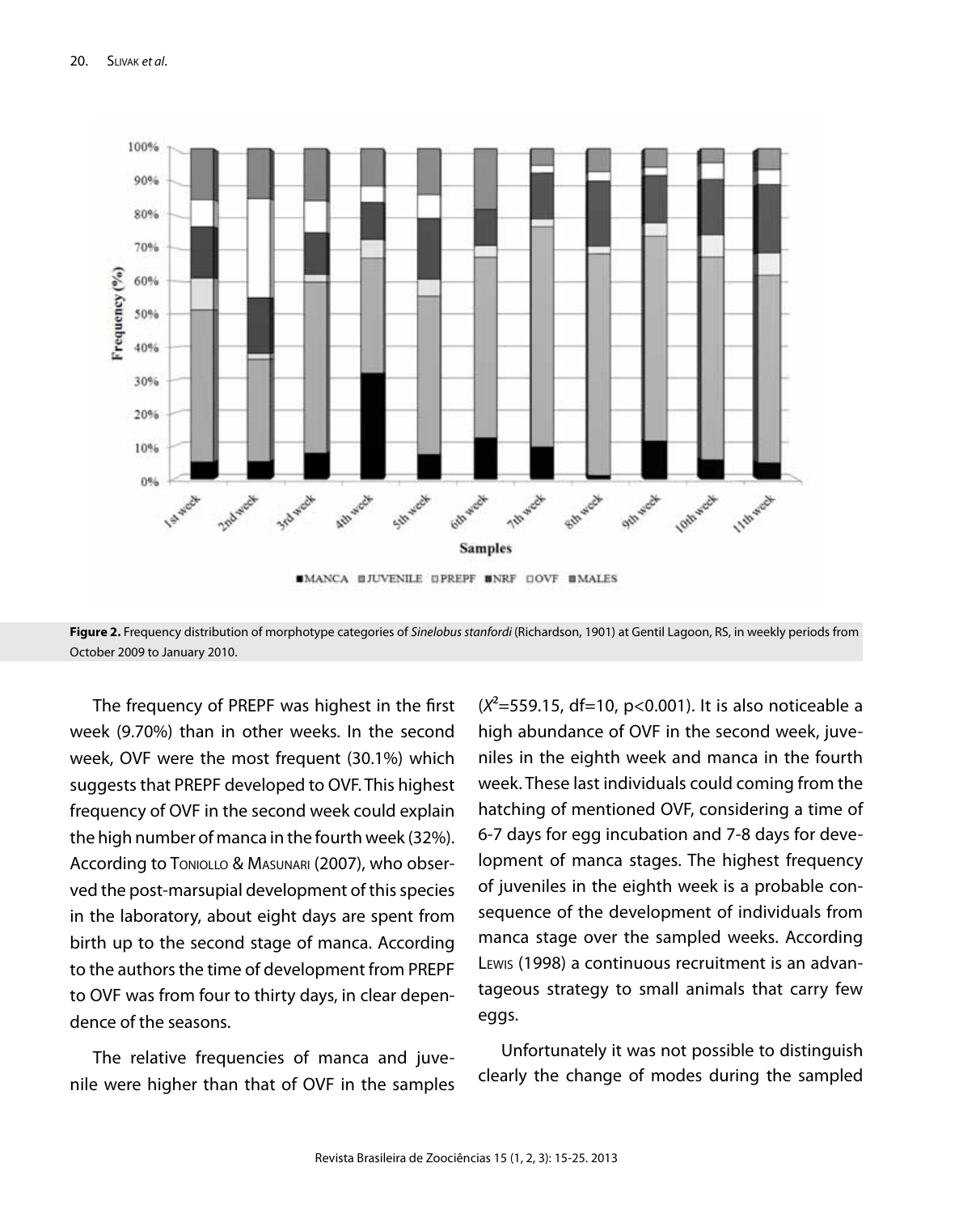100%
90%
80%
70%
60%
50%
40%
30%
20%
10%
0%

Frequency (%)

1st week 2nd week 3rd week 4th week 5th week 6th week 7th week 8th week 9th week 10th week 11th week

Samples

■MANCA ■JUVENILE □PREPF ■NRF □OVF ■MALES

**Figure 2.** Frequency distribution of morphotype categories of *Sinelobus stanfordi* (Richardson, 1901) at Gentil Lagoon, RS, in weekly periods from October 2009 to January 2010.

The frequency of PREPF was highest in the first week (9.70%) than in other weeks. In the second week, OVF were the most frequent (30.1%) which suggests that PREPF developed to OVF. This highest frequency of OVF in the second week could explain the high number of manca in the fourth week (32%). According to Toniollo & Masunari (2007), who observed the post-marsupial development of this species in the laboratory, about eight days are spent from birth up to the second stage of manca. According to the authors the time of development from PREPF to OVF was from four to thirty days, in clear dependence of the seasons.

The relative frequencies of manca and juvenile were higher than that of OVF in the samples ($X^2$=559.15, df=10, $p<0.001$). It is also noticeable a high abundance of OVF in the second week, juveniles in the eighth week and manca in the fourth week. These last individuals could coming from the hatching of mentioned OVF, considering a time of 6-7 days for egg incubation and 7-8 days for development of manca stages. The highest frequency of juveniles in the eighth week is a probable consequence of the development of individuals from manca stage over the sampled weeks. According Lewis (1998) a continuous recruitment is an advantageous strategy to small animals that carry few eggs.

Unfortunately it was not possible to distinguish clearly the change of modes during the sampled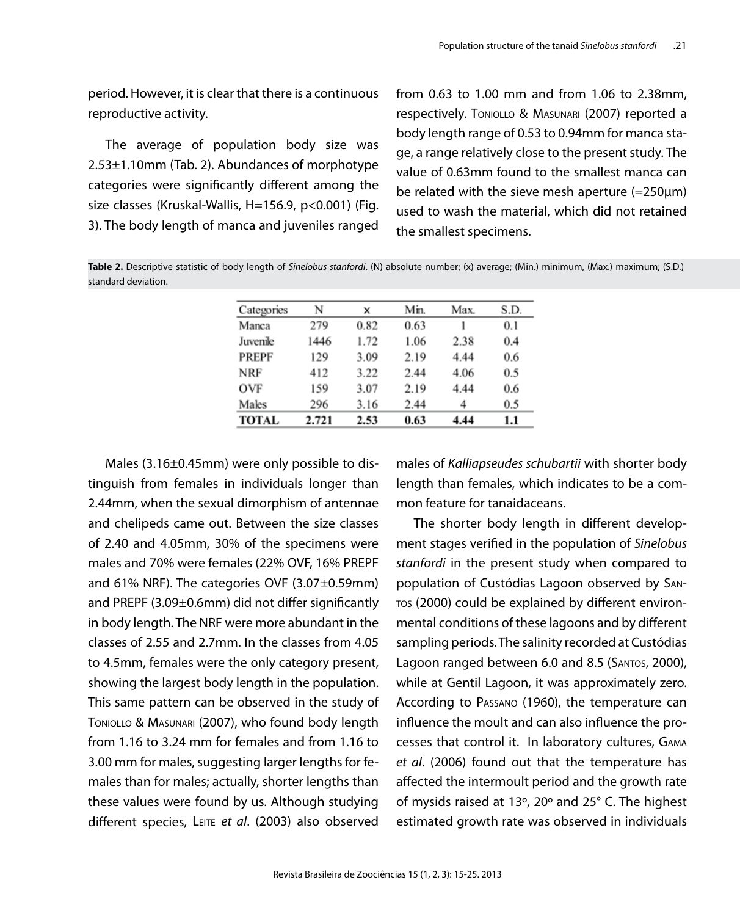period. However, it is clear that there is a continuous reproductive activity.

The average of population body size was 2.53±1.10mm (Tab. 2). Abundances of morphotype categories were significantly different among the size classes (Kruskal-Wallis, H=156.9, p<0.001) (Fig. 3). The body length of manca and juveniles ranged from 0.63 to 1.00 mm and from 1.06 to 2.38mm, respectively. Toniollo & Masunari (2007) reported a body length range of 0.53 to 0.94mm for manca stage, a range relatively close to the present study. The value of 0.63mm found to the smallest manca can be related with the sieve mesh aperture (=250µm) used to wash the material, which did not retained the smallest specimens.

**Table 2.** Descriptive statistic of body length of *Sinelobus stanfordi*. (N) absolute number; (x) average; (Min.) minimum, (Max.) maximum; (S.D.) standard deviation.

| Categories | N | x | Min. | Max. | S.D. |
|---|---|---|---|---|---|
| Manca | 279 | 0.82 | 0.63 | 1 | 0.1 |
| Juvenile | 1446 | 1.72 | 1.06 | 2.38 | 0.4 |
| PREPF | 129 | 3.09 | 2.19 | 4.44 | 0.6 |
| NRF | 412 | 3.22 | 2.44 | 4.06 | 0.5 |
| OVF | 159 | 3.07 | 2.19 | 4.44 | 0.6 |
| Males | 296 | 3.16 | 2.44 | 4 | 0.5 |
| **TOTAL** | **2.721** | **2.53** | **0.63** | **4.44** | **1.1** |

Males (3.16±0.45mm) were only possible to distinguish from females in individuals longer than 2.44mm, when the sexual dimorphism of antennae and chelipeds came out. Between the size classes of 2.40 and 4.05mm, 30% of the specimens were males and 70% were females (22% OVF, 16% PREPF and 61% NRF). The categories OVF (3.07±0.59mm) and PREPF (3.09±0.6mm) did not differ significantly in body length. The NRF were more abundant in the classes of 2.55 and 2.7mm. In the classes from 4.05 to 4.5mm, females were the only category present, showing the largest body length in the population. This same pattern can be observed in the study of Toniollo & Masunari (2007), who found body length from 1.16 to 3.24 mm for females and from 1.16 to 3.00 mm for males, suggesting larger lengths for females than for males; actually, shorter lengths than these values were found by us. Although studying different species, Leite *et al*. (2003) also observed males of *Kalliapseudes schubartii* with shorter body length than females, which indicates to be a common feature for tanaidaceans.

The shorter body length in different development stages verified in the population of *Sinelobus stanfordi* in the present study when compared to population of Custódias Lagoon observed by Santos (2000) could be explained by different environmental conditions of these lagoons and by different sampling periods. The salinity recorded at Custódias Lagoon ranged between 6.0 and 8.5 (Santos, 2000), while at Gentil Lagoon, it was approximately zero. According to Passano (1960), the temperature can influence the moult and can also influence the processes that control it. In laboratory cultures, Gama *et al*. (2006) found out that the temperature has affected the intermoult period and the growth rate of mysids raised at 13º, 20º and 25° C. The highest estimated growth rate was observed in individuals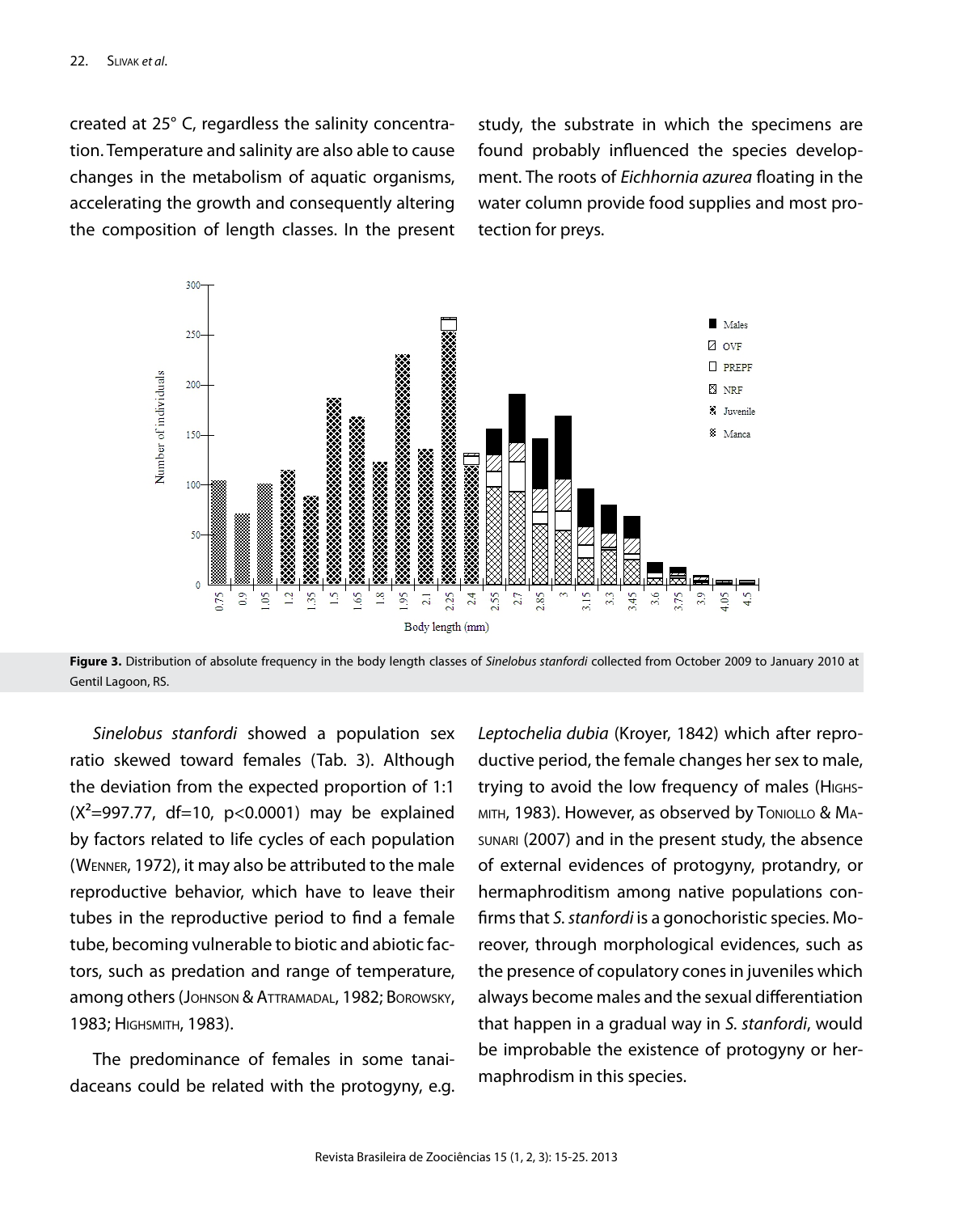created at 25° C, regardless the salinity concentration. Temperature and salinity are also able to cause changes in the metabolism of aquatic organisms, accelerating the growth and consequently altering the composition of length classes. In the present study, the substrate in which the specimens are found probably influenced the species development. The roots of *Eichhornia azurea* floating in the water column provide food supplies and most protection for preys.

**Figure 3.** Distribution of absolute frequency in the body length classes of *Sinelobus stanfordi* collected from October 2009 to January 2010 at Gentil Lagoon, RS.

*Sinelobus stanfordi* showed a population sex ratio skewed toward females (Tab. 3). Although the deviation from the expected proportion of 1:1 ($X^2$=997.77, df=10, p<0.0001) may be explained by factors related to life cycles of each population (Wenner, 1972), it may also be attributed to the male reproductive behavior, which have to leave their tubes in the reproductive period to find a female tube, becoming vulnerable to biotic and abiotic factors, such as predation and range of temperature, among others (Johnson & Attramadal, 1982; Borowsky, 1983; Highsmith, 1983).

The predominance of females in some tanaidaceans could be related with the protogyny, e.g. *Leptochelia dubia* (Kroyer, 1842) which after reproductive period, the female changes her sex to male, trying to avoid the low frequency of males (Highsmith, 1983). However, as observed by Toniollo & Masunari (2007) and in the present study, the absence of external evidences of protogyny, protandry, or hermaphroditism among native populations confirms that *S. stanfordi* is a gonochoristic species. Moreover, through morphological evidences, such as the presence of copulatory cones in juveniles which always become males and the sexual differentiation that happen in a gradual way in *S. stanfordi*, would be improbable the existence of protogyny or hermaphrodism in this species.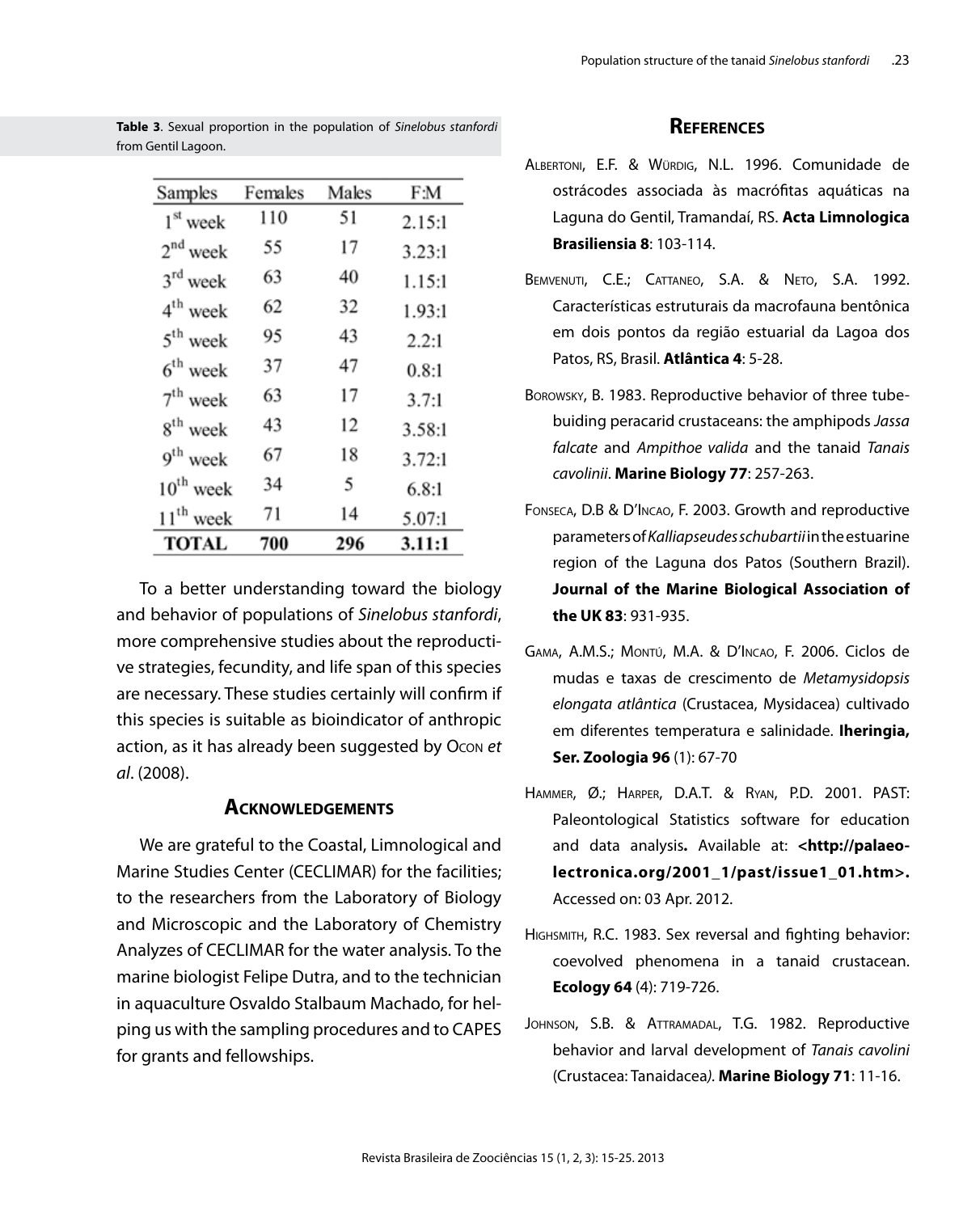**Table 3**. Sexual proportion in the population of *Sinelobus stanfordi* from Gentil Lagoon.

| Samples | Females | Males | F:M |
|---|---|---|---|
| 1st week | 110 | 51 | 2.15:1 |
| 2nd week | 55 | 17 | 3.23:1 |
| 3rd week | 63 | 40 | 1.15:1 |
| 4th week | 62 | 32 | 1.93:1 |
| 5th week | 95 | 43 | 2.2:1 |
| 6th week | 37 | 47 | 0.8:1 |
| 7th week | 63 | 17 | 3.7:1 |
| 8th week | 43 | 12 | 3.58:1 |
| 9th week | 67 | 18 | 3.72:1 |
| 10th week | 34 | 5 | 6.8:1 |
| 11th week | 71 | 14 | 5.07:1 |
| **TOTAL** | **700** | **296** | **3.11:1** |

To a better understanding toward the biology and behavior of populations of *Sinelobus stanfordi*, more comprehensive studies about the reproductive strategies, fecundity, and life span of this species are necessary. These studies certainly will confirm if this species is suitable as bioindicator of anthropic action, as it has already been suggested by Ocon *et al*. (2008).

## Acknowledgements

We are grateful to the Coastal, Limnological and Marine Studies Center (CECLIMAR) for the facilities; to the researchers from the Laboratory of Biology and Microscopic and the Laboratory of Chemistry Analyzes of CECLIMAR for the water analysis. To the marine biologist Felipe Dutra, and to the technician in aquaculture Osvaldo Stalbaum Machado, for helping us with the sampling procedures and to CAPES for grants and fellowships.

## References

Albertoni, E.F. & Würdig, N.L. 1996. Comunidade de ostrácodes associada às macrófitas aquáticas na Laguna do Gentil, Tramandaí, RS. **Acta Limnologica Brasiliensia 8**: 103-114.

Bemvenuti, C.E.; Cattaneo, S.A. & Neto, S.A. 1992. Características estruturais da macrofauna bentônica em dois pontos da região estuarial da Lagoa dos Patos, RS, Brasil. **Atlântica 4**: 5-28.

Borowsky, B. 1983. Reproductive behavior of three tube-buiding peracarid crustaceans: the amphipods *Jassa falcate* and *Ampithoe valida* and the tanaid *Tanais cavolinii*. **Marine Biology 77**: 257-263.

Fonseca, D.B & D'Incao, F. 2003. Growth and reproductive parameters of *Kalliapseudes schubartii* in the estuarine region of the Laguna dos Patos (Southern Brazil). **Journal of the Marine Biological Association of the UK 83**: 931-935.

Gama, A.M.S.; Montú, M.A. & D'Incao, F. 2006. Ciclos de mudas e taxas de crescimento de *Metamysidopsis elongata atlântica* (Crustacea, Mysidacea) cultivado em diferentes temperatura e salinidade. **Iheringia, Ser. Zoologia 96** (1): 67-70

Hammer, Ø.; Harper, D.A.T. & Ryan, P.D. 2001. PAST: Paleontological Statistics software for education and data analysis**.** Available at: **<http://palaeo-lectronica.org/2001_1/past/issue1_01.htm>.** Accessed on: 03 Apr. 2012.

Highsmith, R.C. 1983. Sex reversal and fighting behavior: coevolved phenomena in a tanaid crustacean. **Ecology 64** (4): 719-726.

Johnson, S.B. & Attramadal, T.G. 1982. Reproductive behavior and larval development of *Tanais cavolini* (Crustacea: Tanaidacea*)*. **Marine Biology 71**: 11-16.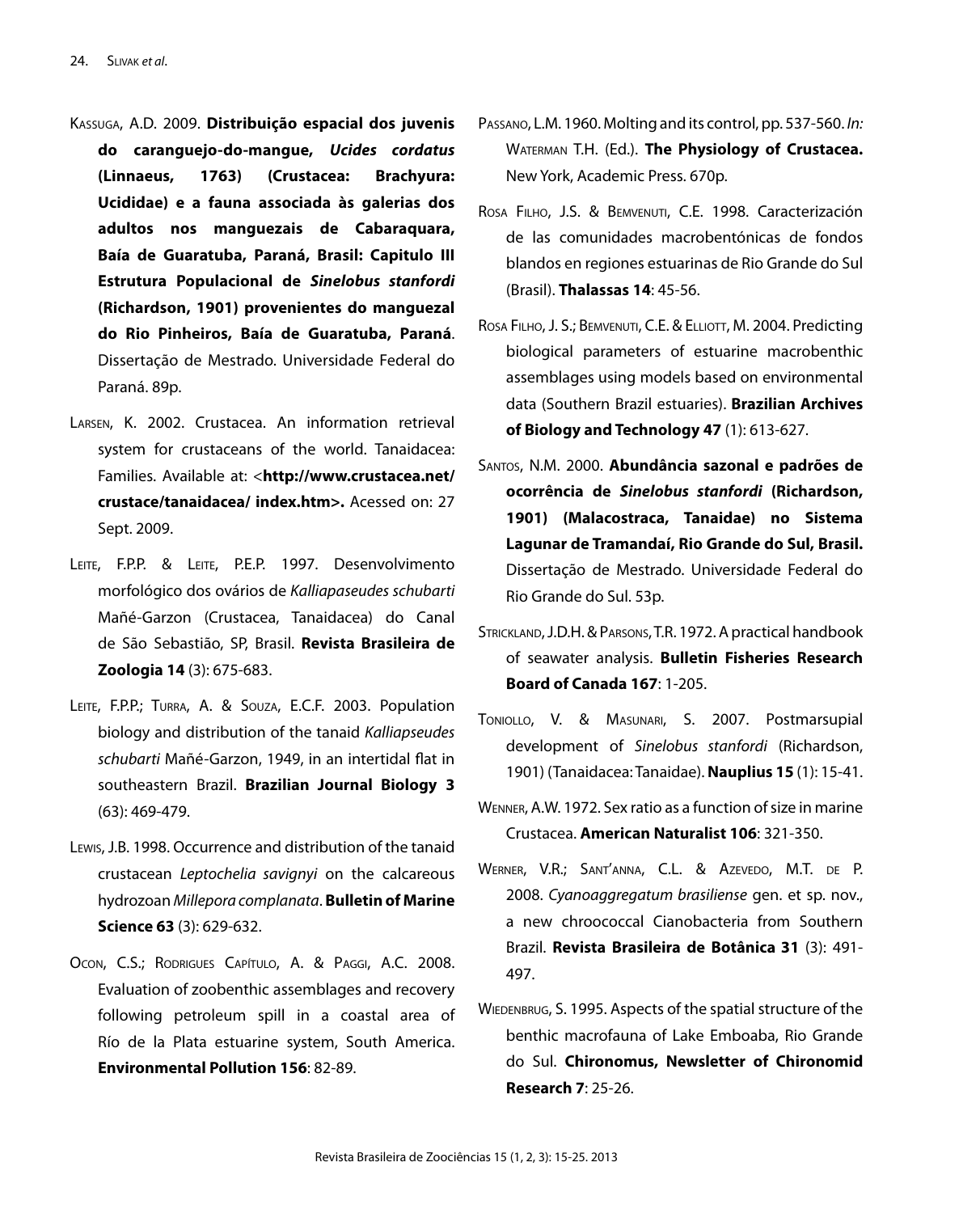Kassuga, A.D. 2009. **Distribuição espacial dos juvenis do caranguejo-do-mangue, *Ucides cordatus* (Linnaeus, 1763) (Crustacea: Brachyura: Ucididae) e a fauna associada às galerias dos adultos nos manguezais de Cabaraquara, Baía de Guaratuba, Paraná, Brasil: Capitulo III Estrutura Populacional de *Sinelobus stanfordi* (Richardson, 1901) provenientes do manguezal do Rio Pinheiros, Baía de Guaratuba, Paraná**. Dissertação de Mestrado. Universidade Federal do Paraná. 89p.

Larsen, K. 2002. Crustacea. An information retrieval system for crustaceans of the world. Tanaidacea: Families. Available at: <**http://www.crustacea.net/crustace/tanaidacea/ index.htm>.** Acessed on: 27 Sept. 2009.

Leite, F.P.P. & Leite, P.E.P. 1997. Desenvolvimento morfológico dos ovários de *Kalliapaseudes schubarti* Mañé-Garzon (Crustacea, Tanaidacea) do Canal de São Sebastião, SP, Brasil. **Revista Brasileira de Zoologia 14** (3): 675-683.

Leite, F.P.P.; Turra, A. & Souza, E.C.F. 2003. Population biology and distribution of the tanaid *Kalliapseudes schubarti* Mañé-Garzon, 1949, in an intertidal flat in southeastern Brazil. **Brazilian Journal Biology 3** (63): 469-479.

Lewis, J.B. 1998. Occurrence and distribution of the tanaid crustacean *Leptochelia savignyi* on the calcareous hydrozoan *Millepora complanata*. **Bulletin of Marine Science 63** (3): 629-632.

Ocon, C.S.; Rodrigues Capítulo, A. & Paggi, A.C. 2008. Evaluation of zoobenthic assemblages and recovery following petroleum spill in a coastal area of Río de la Plata estuarine system, South America. **Environmental Pollution 156**: 82-89.

Passano, L.M. 1960. Molting and its control, pp. 537-560. *In:* Waterman T.H. (Ed.). **The Physiology of Crustacea.** New York, Academic Press. 670p.

Rosa Filho, J.S. & Bemvenuti, C.E. 1998. Caracterización de las comunidades macrobentónicas de fondos blandos en regiones estuarinas de Rio Grande do Sul (Brasil). **Thalassas 14**: 45-56.

Rosa Filho, J. S.; Bemvenuti, C.E. & Elliott, M. 2004. Predicting biological parameters of estuarine macrobenthic assemblages using models based on environmental data (Southern Brazil estuaries). **Brazilian Archives of Biology and Technology 47** (1): 613-627.

Santos, N.M. 2000. **Abundância sazonal e padrões de ocorrência de *Sinelobus stanfordi* (Richardson, 1901) (Malacostraca, Tanaidae) no Sistema Lagunar de Tramandaí, Rio Grande do Sul, Brasil.** Dissertação de Mestrado. Universidade Federal do Rio Grande do Sul. 53p.

Strickland, J.D.H. & Parsons, T.R. 1972. A practical handbook of seawater analysis. **Bulletin Fisheries Research Board of Canada 167**: 1-205.

Toniollo, V. & Masunari, S. 2007. Postmarsupial development of *Sinelobus stanfordi* (Richardson, 1901) (Tanaidacea: Tanaidae). **Nauplius 15** (1): 15-41.

Wenner, A.W. 1972. Sex ratio as a function of size in marine Crustacea. **American Naturalist 106**: 321-350.

Werner, V.R.; Sant'anna, C.L. & Azevedo, M.T. de P. 2008. *Cyanoaggregatum brasiliense* gen. et sp. nov., a new chroococcal Cianobacteria from Southern Brazil. **Revista Brasileira de Botânica 31** (3): 491-497.

Wiedenbrug, S. 1995. Aspects of the spatial structure of the benthic macrofauna of Lake Emboaba, Rio Grande do Sul. **Chironomus, Newsletter of Chironomid Research 7**: 25-26.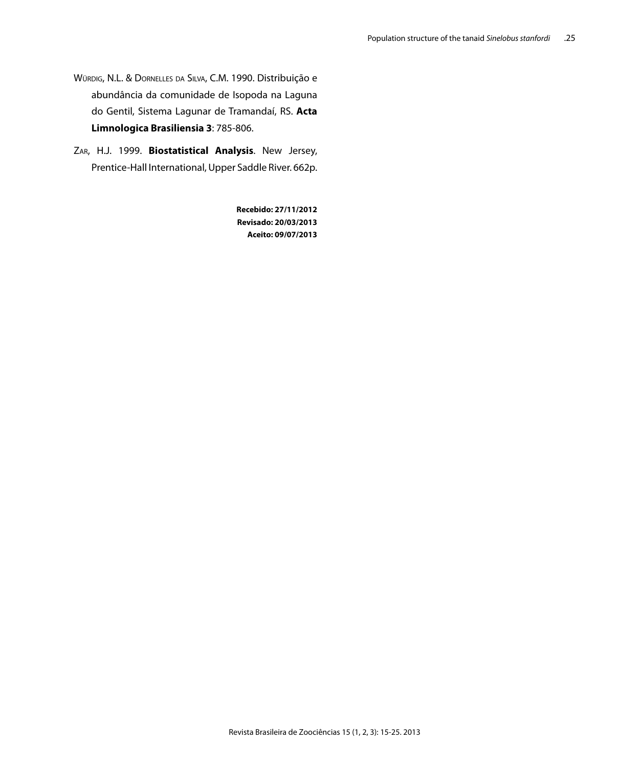Würdig, N.L. & Dornelles da Silva, C.M. 1990. Distribuição e abundância da comunidade de Isopoda na Laguna do Gentil, Sistema Lagunar de Tramandaí, RS. **Acta Limnologica Brasiliensia 3**: 785-806.

Zar, H.J. 1999. **Biostatistical Analysis**. New Jersey, Prentice-Hall International, Upper Saddle River. 662p.

**Recebido: 27/11/2012**
**Revisado: 20/03/2013**
**Aceito: 09/07/2013**